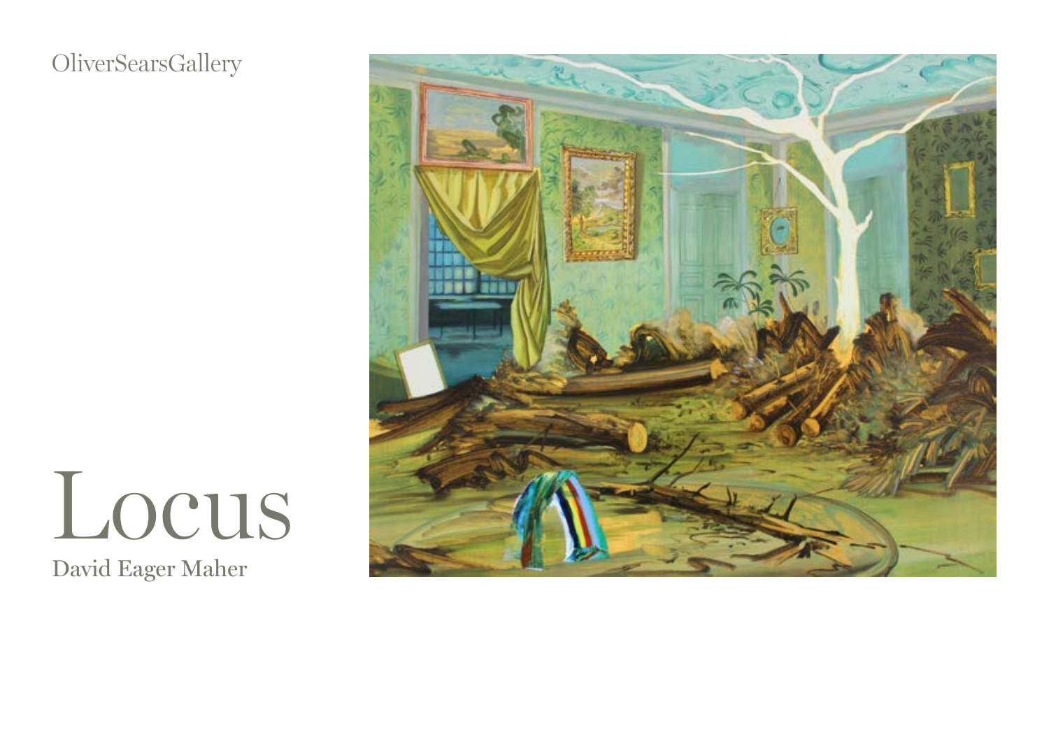OliverSearsGallery

# Locus

David Eager Maher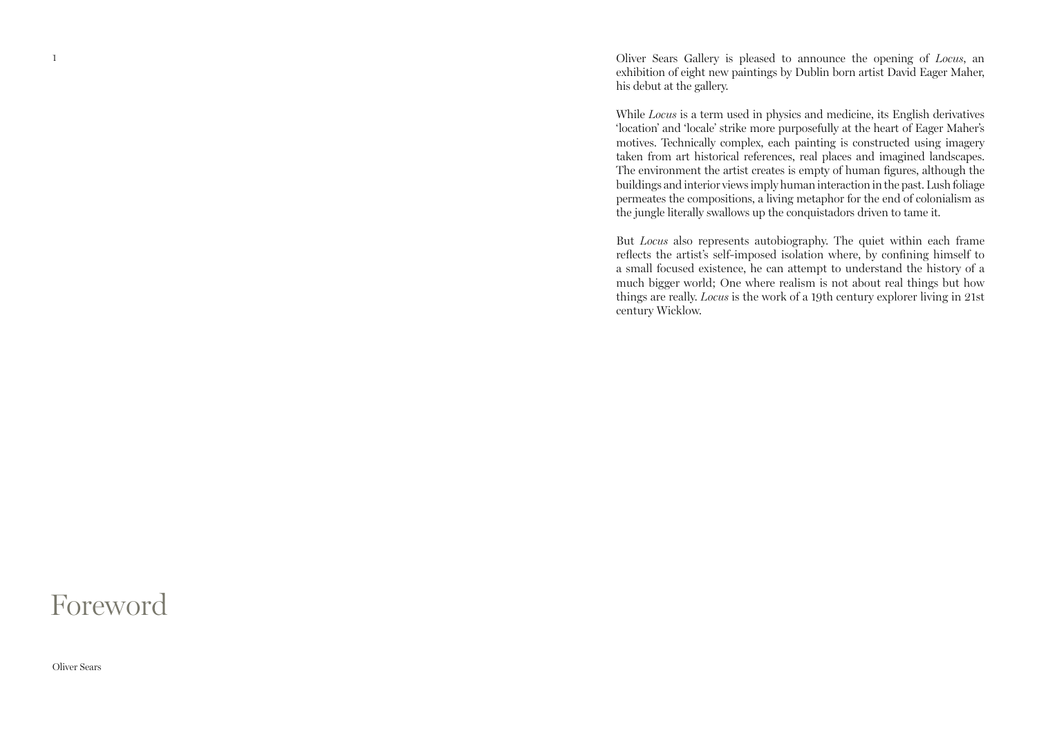# Foreword

Oliver Sears

Oliver Sears Gallery is pleased to announce the opening of *Locus*, an exhibition of eight new paintings by Dublin born artist David Eager Maher, his debut at the gallery.

While *Locus* is a term used in physics and medicine, its English derivatives 'location' and 'locale' strike more purposefully at the heart of Eager Maher's motives. Technically complex, each painting is constructed using imagery taken from art historical references, real places and imagined landscapes. The environment the artist creates is empty of human figures, although the buildings and interior views imply human interaction in the past. Lush foliage permeates the compositions, a living metaphor for the end of colonialism as the jungle literally swallows up the conquistadors driven to tame it.

But *Locus* also represents autobiography. The quiet within each frame reflects the artist's self-imposed isolation where, by confining himself to a small focused existence, he can attempt to understand the history of a much bigger world; One where realism is not about real things but how things are really. *Locus* is the work of a 19th century explorer living in 21st century Wicklow.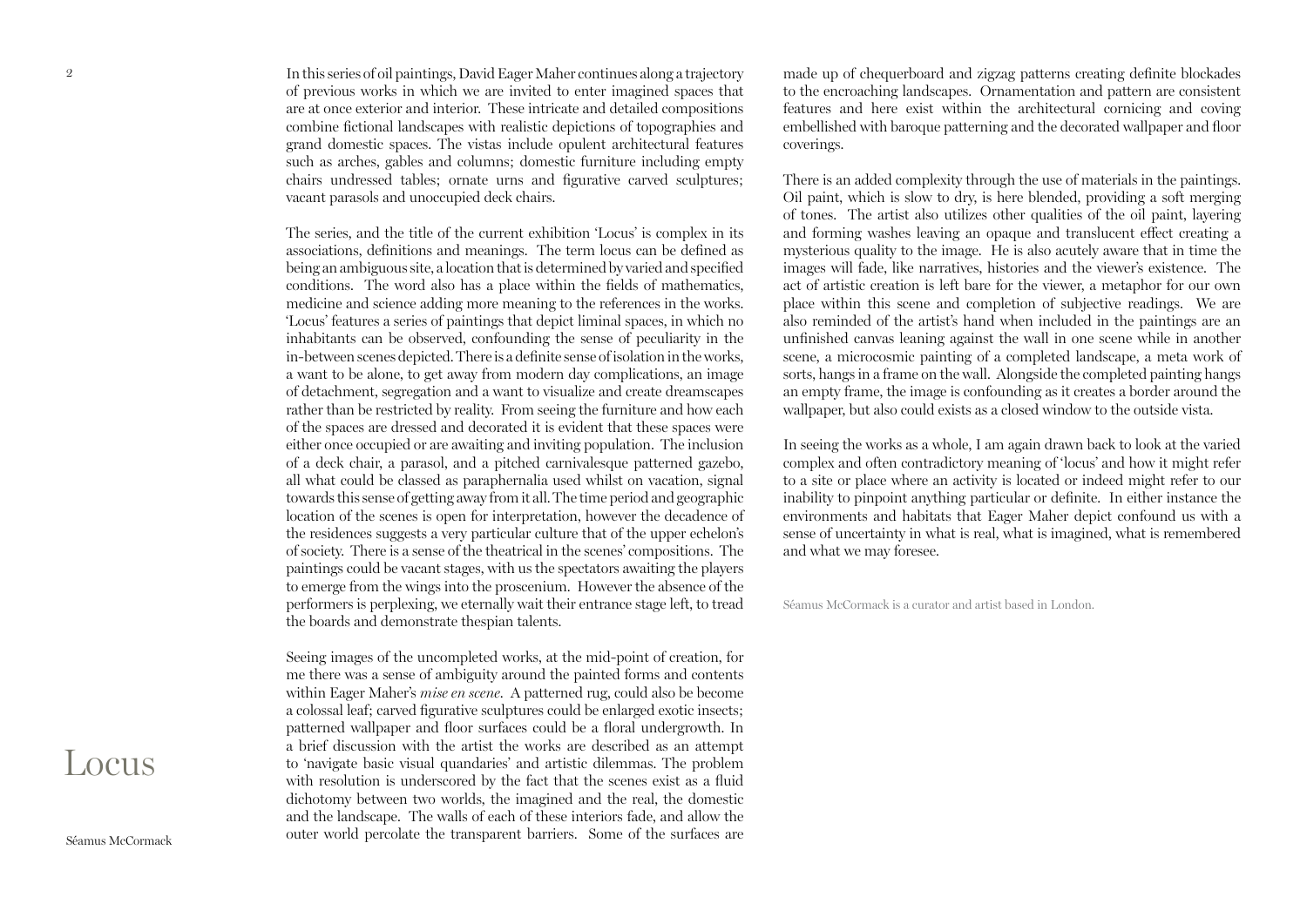# Locus

Séamus McCormack

In this series of oil paintings, David Eager Maher continues along a trajectory of previous works in which we are invited to enter imagined spaces that are at once exterior and interior. These intricate and detailed compositions combine fictional landscapes with realistic depictions of topographies and grand domestic spaces. The vistas include opulent architectural features such as arches, gables and columns; domestic furniture including empty chairs undressed tables; ornate urns and figurative carved sculptures; vacant parasols and unoccupied deck chairs.

The series, and the title of the current exhibition 'Locus' is complex in its associations, definitions and meanings. The term locus can be defined as being an ambiguous site, a location that is determined by varied and specified conditions. The word also has a place within the fields of mathematics, medicine and science adding more meaning to the references in the works. 'Locus' features a series of paintings that depict liminal spaces, in which no inhabitants can be observed, confounding the sense of peculiarity in the in-between scenes depicted. There is a definite sense of isolation in the works, a want to be alone, to get away from modern day complications, an image of detachment, segregation and a want to visualize and create dreamscapes rather than be restricted by reality. From seeing the furniture and how each of the spaces are dressed and decorated it is evident that these spaces were either once occupied or are awaiting and inviting population. The inclusion of a deck chair, a parasol, and a pitched carnivalesque patterned gazebo, all what could be classed as paraphernalia used whilst on vacation, signal towards this sense of getting away from it all. The time period and geographic location of the scenes is open for interpretation, however the decadence of the residences suggests a very particular culture that of the upper echelon's of society. There is a sense of the theatrical in the scenes' compositions. The paintings could be vacant stages, with us the spectators awaiting the players to emerge from the wings into the proscenium. However the absence of the performers is perplexing, we eternally wait their entrance stage left, to tread the boards and demonstrate thespian talents.

Seeing images of the uncompleted works, at the mid-point of creation, for me there was a sense of ambiguity around the painted forms and contents within Eager Maher's *mise en scene*. A patterned rug, could also be become a colossal leaf; carved figurative sculptures could be enlarged exotic insects; patterned wallpaper and floor surfaces could be a floral undergrowth. In a brief discussion with the artist the works are described as an attempt to 'navigate basic visual quandaries' and artistic dilemmas. The problem with resolution is underscored by the fact that the scenes exist as a fluid dichotomy between two worlds, the imagined and the real, the domestic and the landscape. The walls of each of these interiors fade, and allow the outer world percolate the transparent barriers. Some of the surfaces are made up of chequerboard and zigzag patterns creating definite blockades to the encroaching landscapes. Ornamentation and pattern are consistent features and here exist within the architectural cornicing and coving embellished with baroque patterning and the decorated wallpaper and floor coverings.

There is an added complexity through the use of materials in the paintings. Oil paint, which is slow to dry, is here blended, providing a soft merging of tones. The artist also utilizes other qualities of the oil paint, layering and forming washes leaving an opaque and translucent effect creating a mysterious quality to the image. He is also acutely aware that in time the images will fade, like narratives, histories and the viewer's existence. The act of artistic creation is left bare for the viewer, a metaphor for our own place within this scene and completion of subjective readings. We are also reminded of the artist's hand when included in the paintings are an unfinished canvas leaning against the wall in one scene while in another scene, a microcosmic painting of a completed landscape, a meta work of sorts, hangs in a frame on the wall. Alongside the completed painting hangs an empty frame, the image is confounding as it creates a border around the wallpaper, but also could exists as a closed window to the outside vista.

In seeing the works as a whole, I am again drawn back to look at the varied complex and often contradictory meaning of 'locus' and how it might refer to a site or place where an activity is located or indeed might refer to our inability to pinpoint anything particular or definite. In either instance the environments and habitats that Eager Maher depict confound us with a sense of uncertainty in what is real, what is imagined, what is remembered and what we may foresee.

Séamus McCormack is a curator and artist based in London.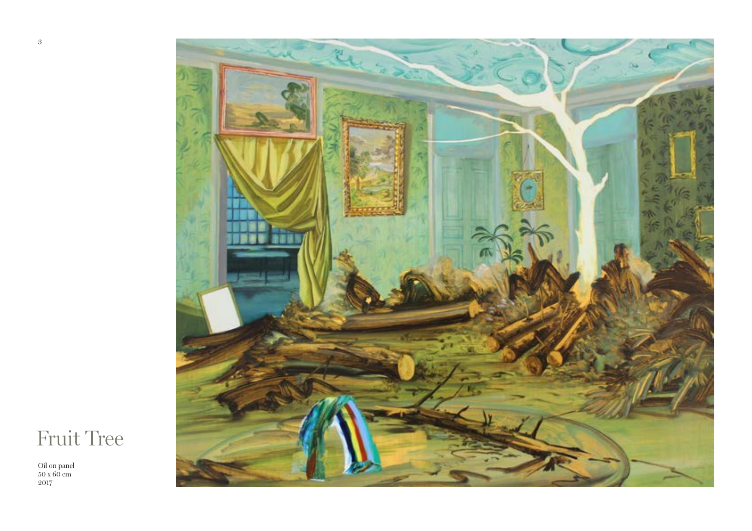# Fruit Tree

Oil on panel
50 x 60 cm
2017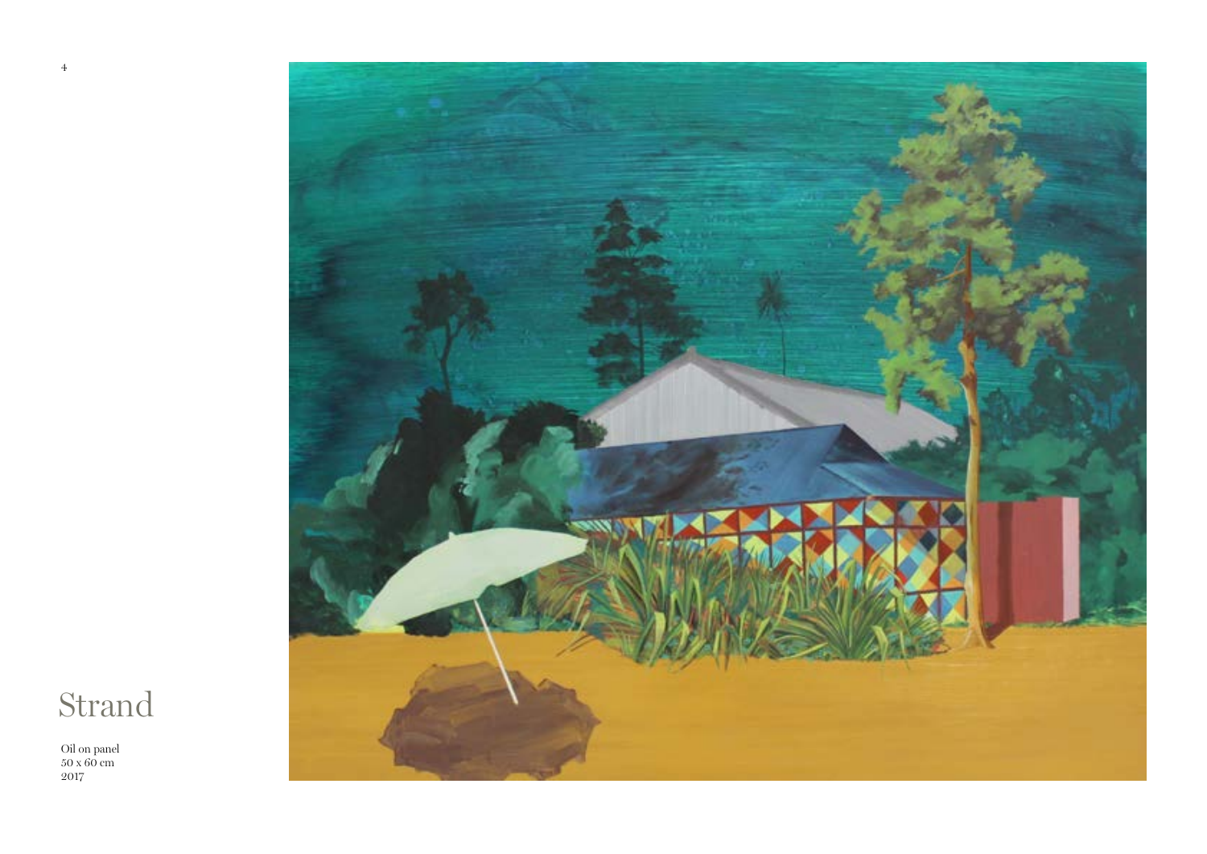# Strand

Oil on panel
50 x 60 cm
2017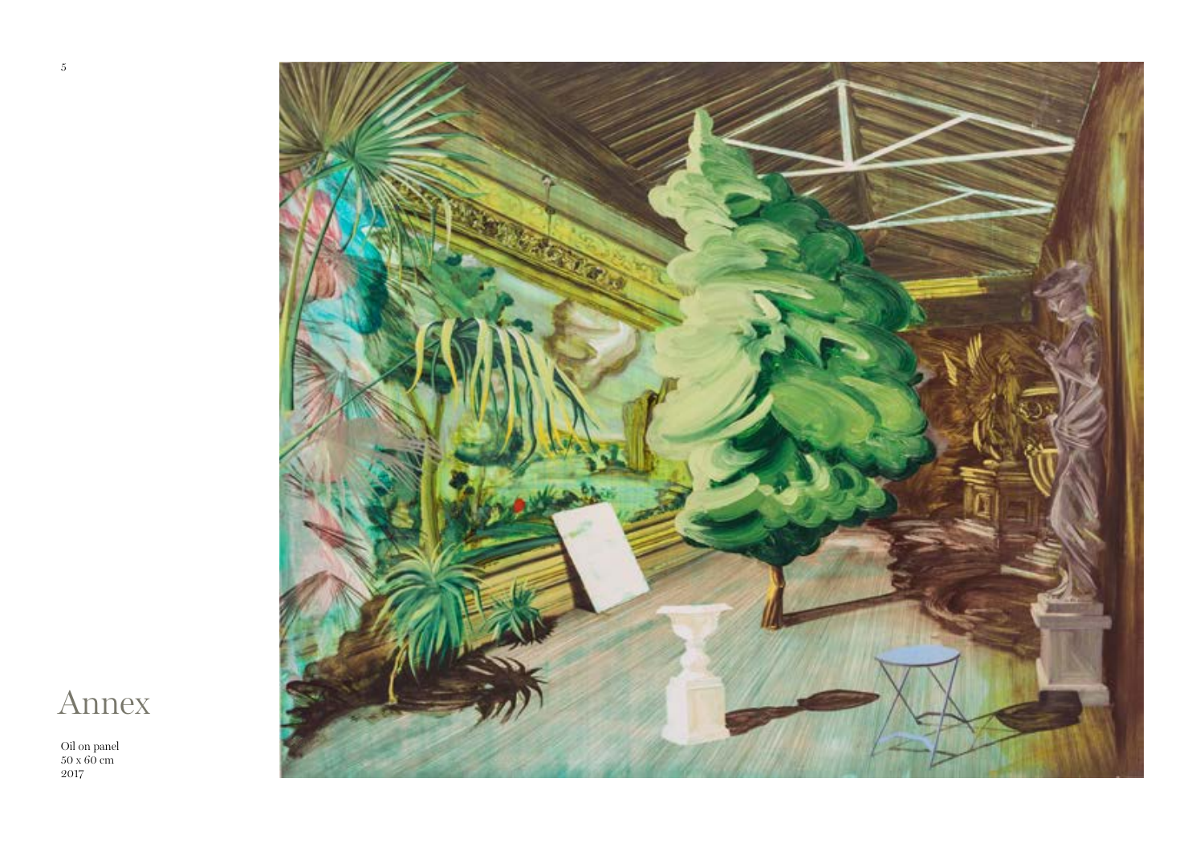# Annex

Oil on panel
50 x 60 cm
2017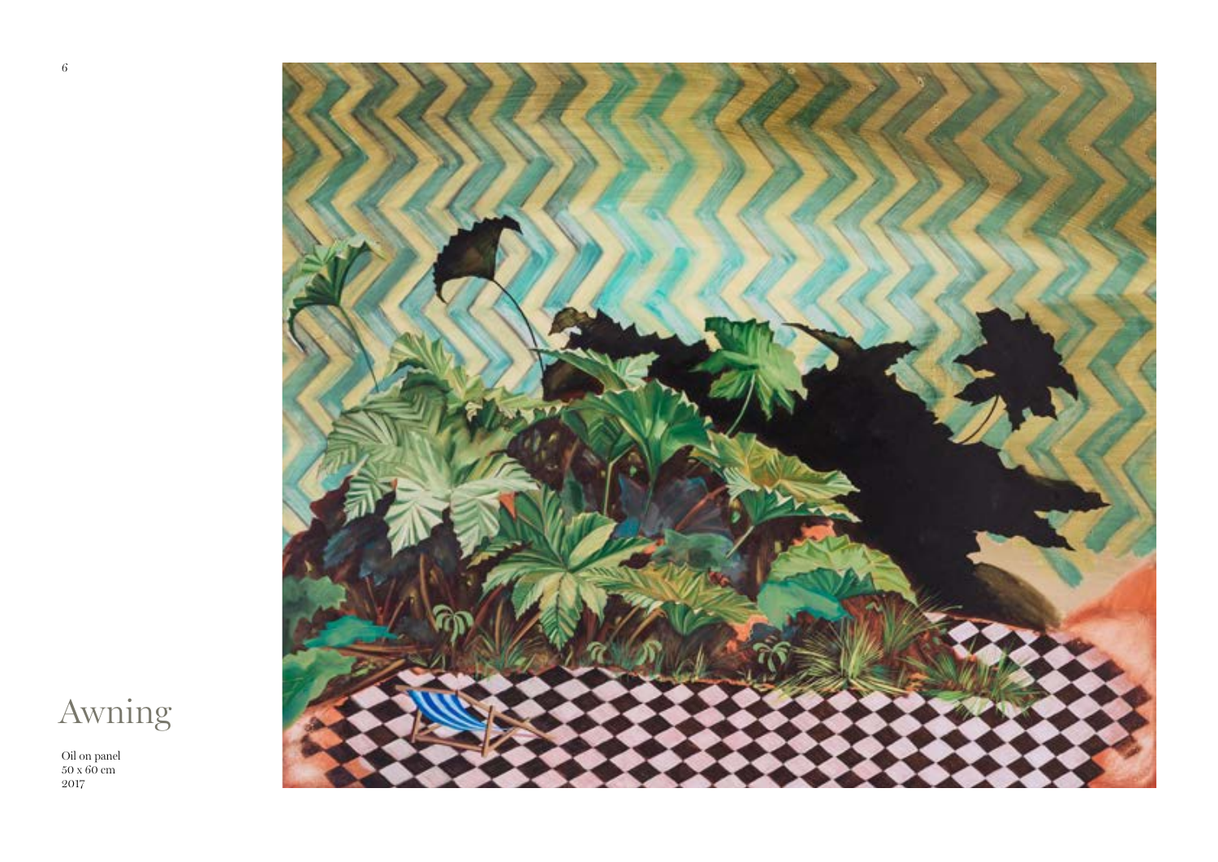# Awning

Oil on panel
50 x 60 cm
2017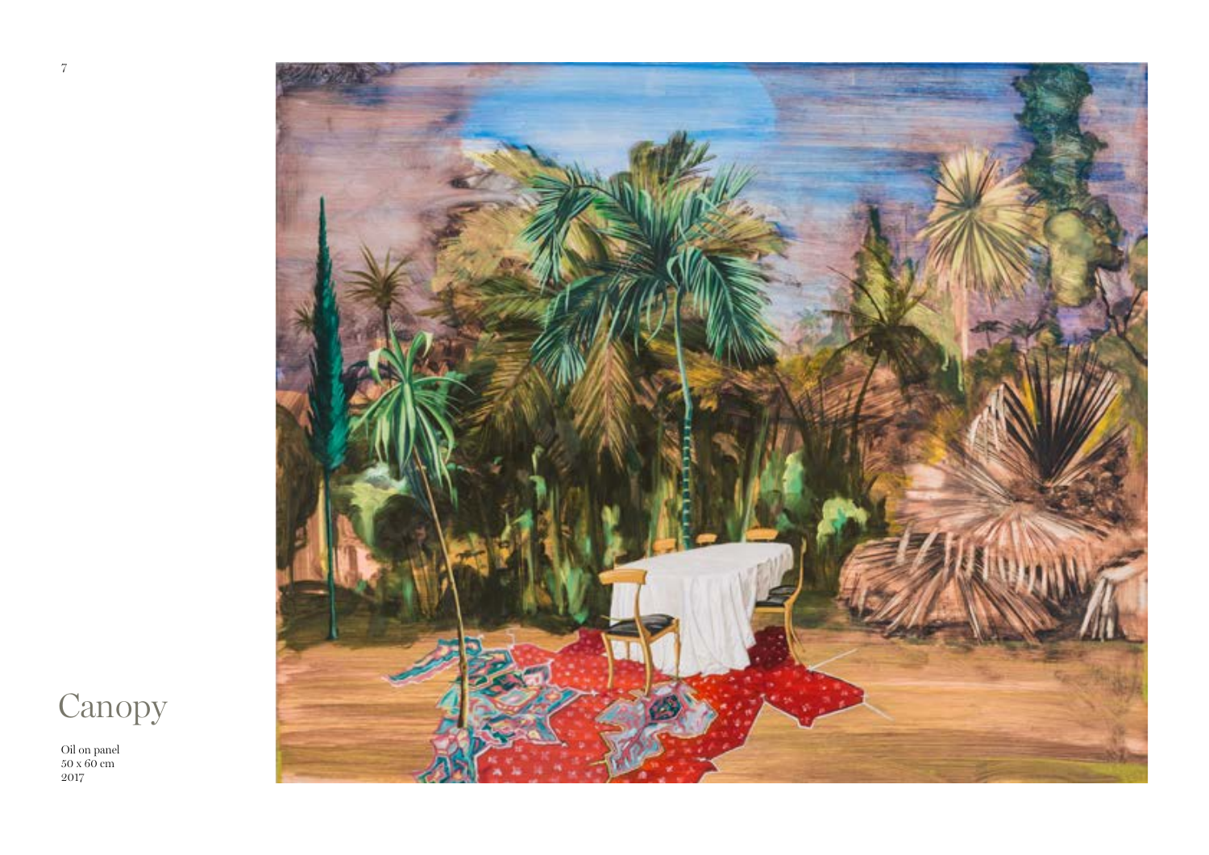# Canopy

Oil on panel
50 x 60 cm
2017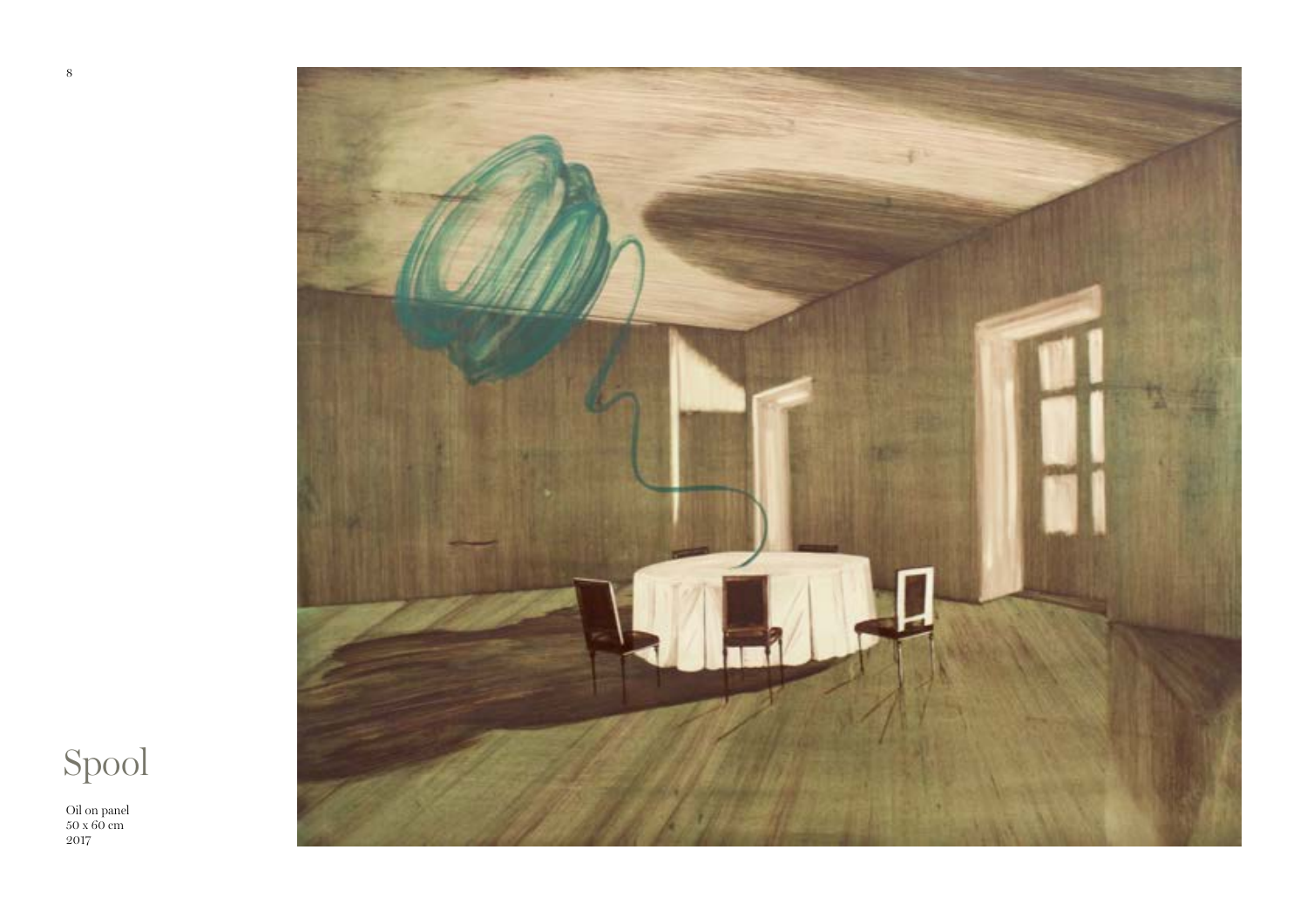# Spool

Oil on panel
50 x 60 cm
2017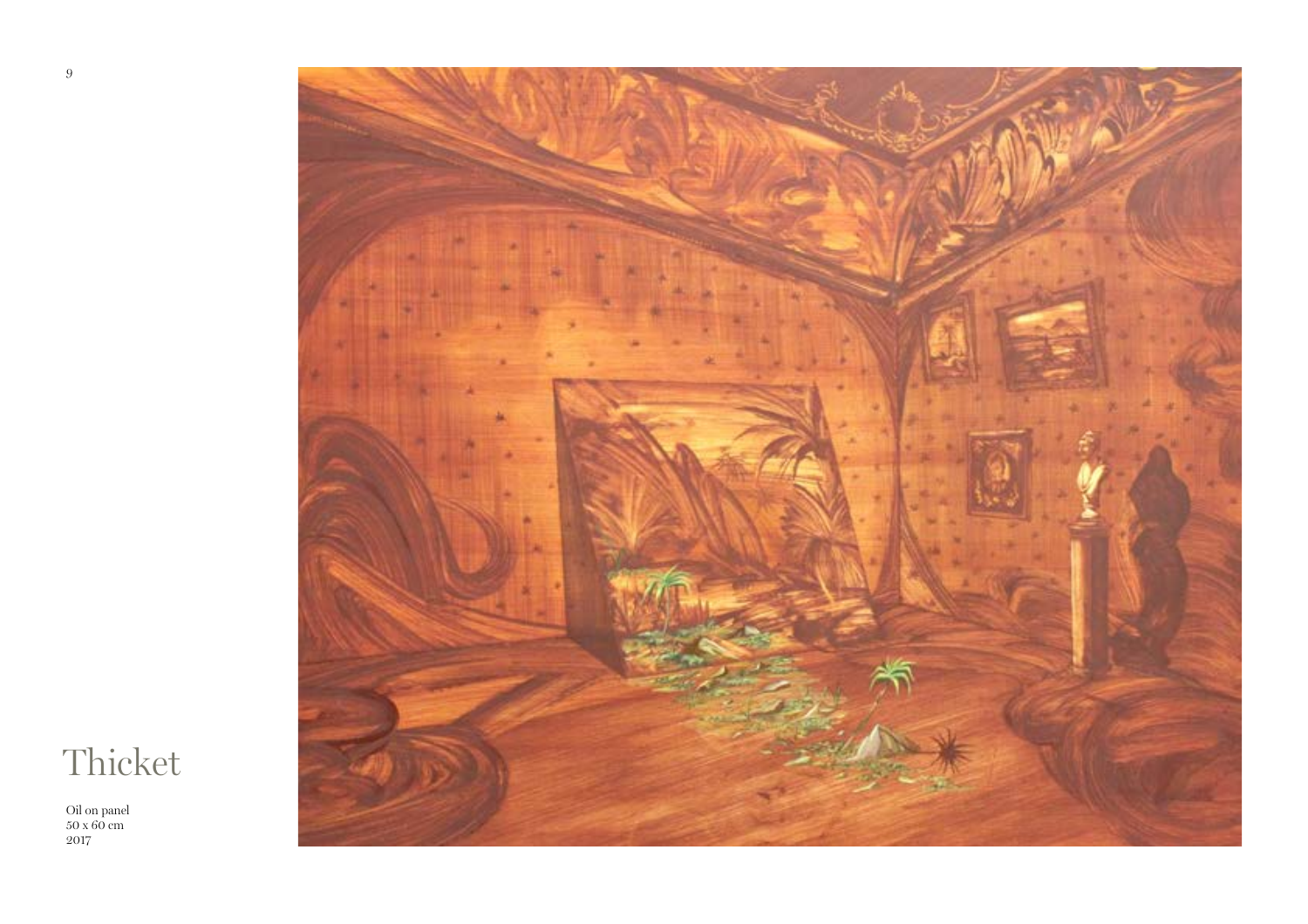# Thicket

Oil on panel
50 x 60 cm
2017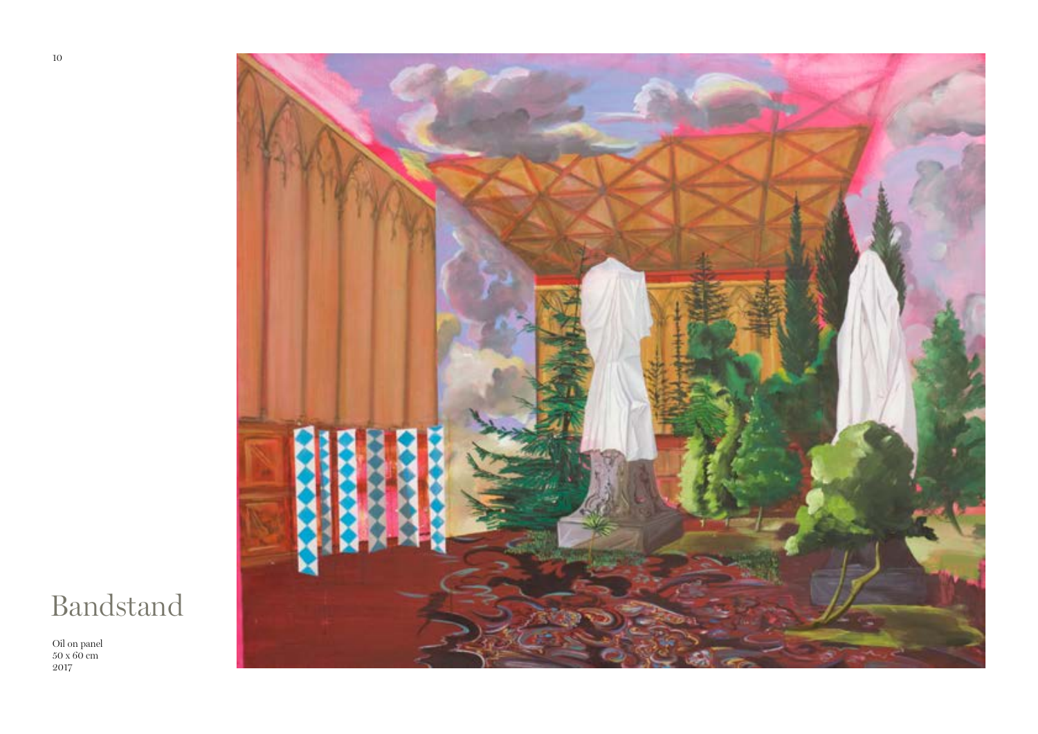# Bandstand

Oil on panel
50 x 60 cm
2017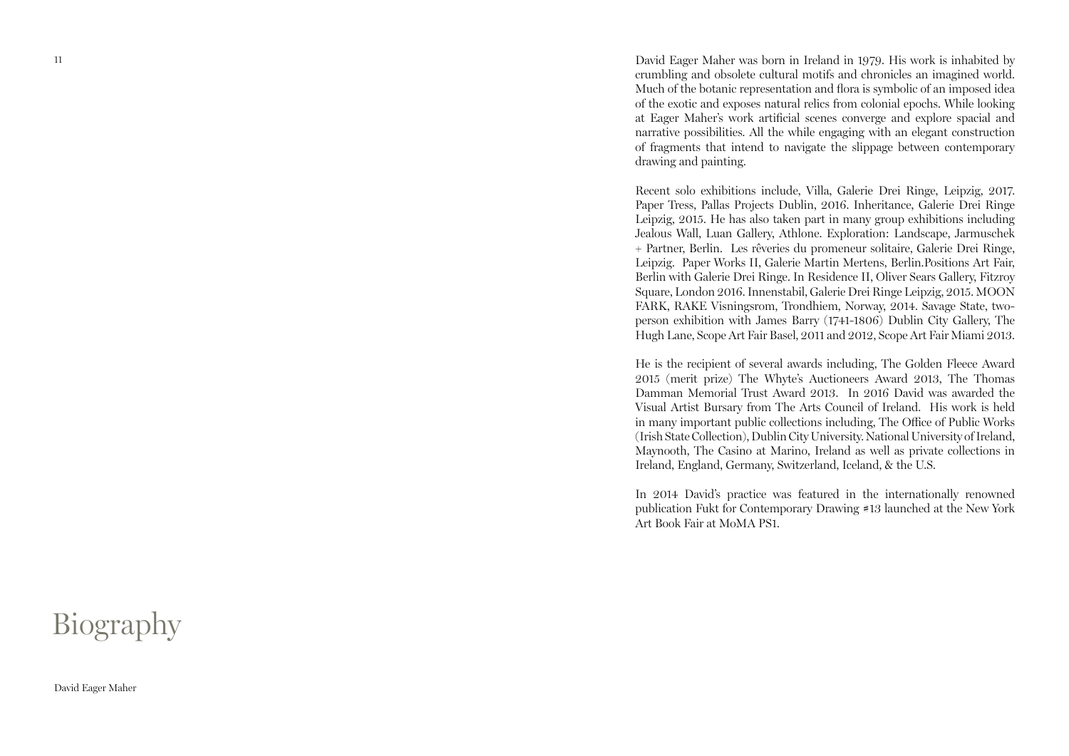# Biography

David Eager Maher

David Eager Maher was born in Ireland in 1979. His work is inhabited by crumbling and obsolete cultural motifs and chronicles an imagined world. Much of the botanic representation and flora is symbolic of an imposed idea of the exotic and exposes natural relics from colonial epochs. While looking at Eager Maher's work artificial scenes converge and explore spacial and narrative possibilities. All the while engaging with an elegant construction of fragments that intend to navigate the slippage between contemporary drawing and painting.

Recent solo exhibitions include, Villa, Galerie Drei Ringe, Leipzig, 2017. Paper Tress, Pallas Projects Dublin, 2016. Inheritance, Galerie Drei Ringe Leipzig, 2015. He has also taken part in many group exhibitions including Jealous Wall, Luan Gallery, Athlone. Exploration: Landscape, Jarmuschek + Partner, Berlin. Les rêveries du promeneur solitaire, Galerie Drei Ringe, Leipzig. Paper Works II, Galerie Martin Mertens, Berlin.Positions Art Fair, Berlin with Galerie Drei Ringe. In Residence II, Oliver Sears Gallery, Fitzroy Square, London 2016. Innenstabil, Galerie Drei Ringe Leipzig, 2015. MOON FARK, RAKE Visningsrom, Trondhiem, Norway, 2014. Savage State, two-person exhibition with James Barry (1741-1806) Dublin City Gallery, The Hugh Lane, Scope Art Fair Basel, 2011 and 2012, Scope Art Fair Miami 2013.

He is the recipient of several awards including, The Golden Fleece Award 2015 (merit prize) The Whyte's Auctioneers Award 2013, The Thomas Damman Memorial Trust Award 2013. In 2016 David was awarded the Visual Artist Bursary from The Arts Council of Ireland. His work is held in many important public collections including, The Office of Public Works (Irish State Collection), Dublin City University. National University of Ireland, Maynooth, The Casino at Marino, Ireland as well as private collections in Ireland, England, Germany, Switzerland, Iceland, & the U.S.

In 2014 David's practice was featured in the internationally renowned publication Fukt for Contemporary Drawing #13 launched at the New York Art Book Fair at MoMA PS1.